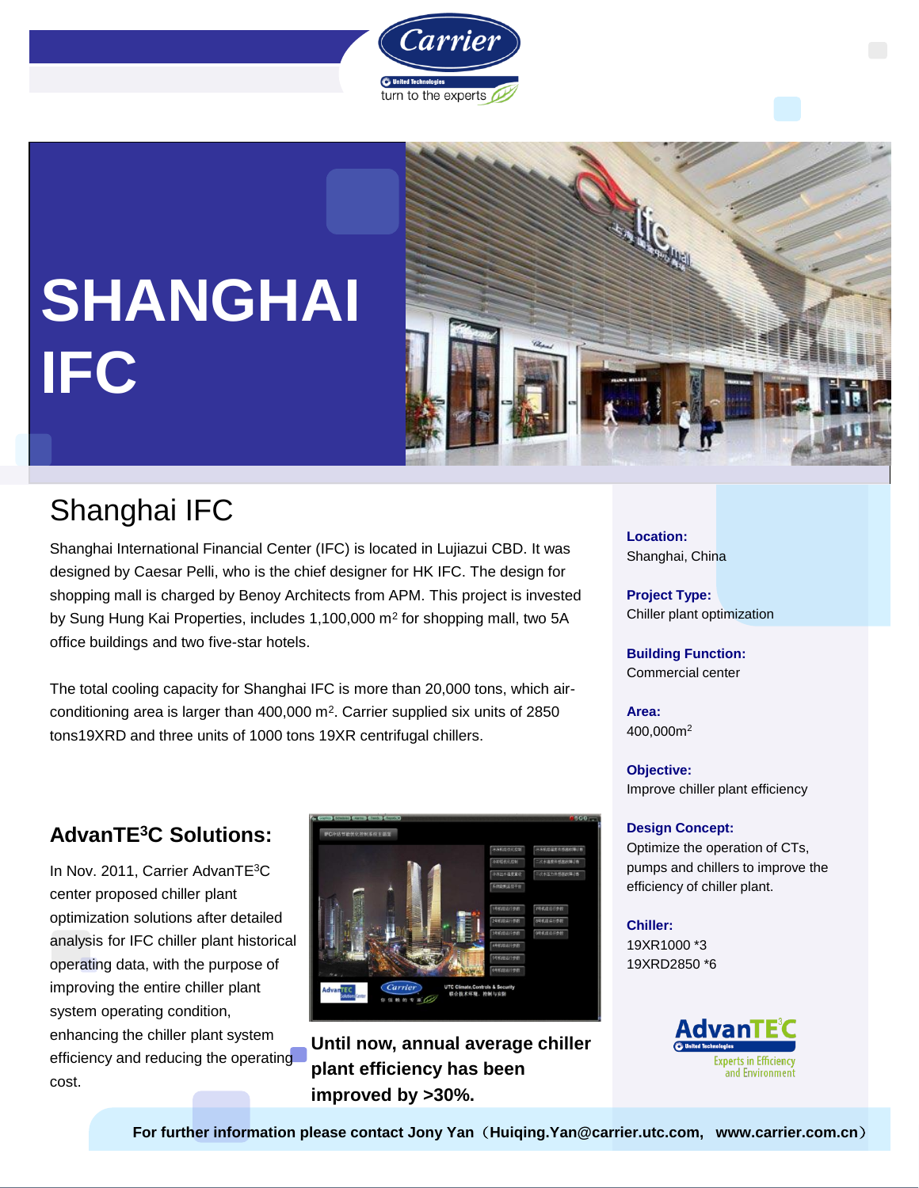# SHANGHAI IFC

## Shanghai IFC

Shanghai International Financial Center (IFC) is located in Lujiazui CBD. It was designed by Caesar Pelli, who is the chief designer for HK IFC. The design for shopping mall is charged by Benoy Architects from APM. This project is invested by Sung Hung Kai Properties, includes 1,100,000 $m^2$ for shopping mall, two 5A office buildings and two five-star hotels.

The total cooling capacity for Shanghai IFC is more than 20,000 tons, which air-conditioning area is larger than 400,000 $m^2$. Carrier supplied six units of 2850 tons19XRD and three units of 1000 tons 19XR centrifugal chillers.

### AdvanTE$^3$C Solutions:

In Nov. 2011, Carrier AdvanTE$^3$C center proposed chiller plant optimization solutions after detailed analysis for IFC chiller plant historical operating data, with the purpose of improving the entire chiller plant system operating condition, enhancing the chiller plant system efficiency and reducing the operating cost.

**Until now, annual average chiller plant efficiency has been improved by >30%.**

**Location:**
Shanghai, China

**Project Type:**
Chiller plant optimization

**Building Function:**
Commercial center

**Area:**
400,000$m^2$

**Objective:**
Improve chiller plant efficiency

**Design Concept:**
Optimize the operation of CTs, pumps and chillers to improve the efficiency of chiller plant.

**Chiller:**
19XR1000 *3
19XRD2850 *6

**For further information please contact Jony Yan（Huiqing.Yan@carrier.utc.com, www.carrier.com.cn）**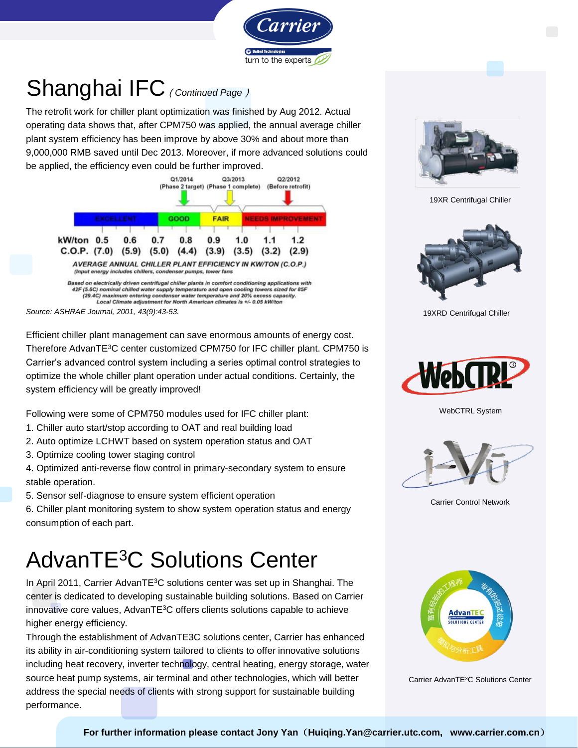# Shanghai IFC *( Continued Page )*

The retrofit work for chiller plant optimization was finished by Aug 2012. Actual operating data shows that, after CPM750 was applied, the annual average chiller plant system efficiency has been improve by above 30% and about more than 9,000,000 RMB saved until Dec 2013. Moreover, if more advanced solutions could be applied, the efficiency even could be further improved.

Q1/2014 (Phase 2 target)
Q3/2013 (Phase 1 complete)
Q2/2012 (Before retrofit)

EXCELLENT GOOD FAIR NEEDS IMPROVEMENT

kW/ton 0.5 0.6 0.7 0.8 0.9 1.0 1.1 1.2
C.O.P. (7.0) (5.9) (5.0) (4.4) (3.9) (3.5) (3.2) (2.9)

AVERAGE ANNUAL CHILLER PLANT EFFICIENCY IN KW/TON (C.O.P.)
(Input energy includes chillers, condenser pumps, tower fans

Based on electrically driven centrifugal chiller plants in comfort conditioning applications with 42F (5.6C) nominal chilled water supply temperature and open cooling towers sized for 85F (29.4C) maximum entering condenser water temperature and 20% excess capacity. Local Climate adjustment for North American climates is +/- 0.05 kW/ton

*Source: ASHRAE Journal, 2001, 43(9):43-53.*

Efficient chiller plant management can save enormous amounts of energy cost. Therefore AdvanTE³C center customized CPM750 for IFC chiller plant. CPM750 is Carrier's advanced control system including a series optimal control strategies to optimize the whole chiller plant operation under actual conditions. Certainly, the system efficiency will be greatly improved!

Following were some of CPM750 modules used for IFC chiller plant:

1. Chiller auto start/stop according to OAT and real building load
2. Auto optimize LCHWT based on system operation status and OAT
3. Optimize cooling tower staging control
4. Optimized anti-reverse flow control in primary-secondary system to ensure stable operation.
5. Sensor self-diagnose to ensure system efficient operation
6. Chiller plant monitoring system to show system operation status and energy consumption of each part.

# AdvanTE³C Solutions Center

In April 2011, Carrier AdvanTE³C solutions center was set up in Shanghai. The center is dedicated to developing sustainable building solutions. Based on Carrier innovative core values, AdvanTE³C offers clients solutions capable to achieve higher energy efficiency.

Through the establishment of AdvanTE3C solutions center, Carrier has enhanced its ability in air-conditioning system tailored to clients to offer innovative solutions including heat recovery, inverter technology, central heating, energy storage, water source heat pump systems, air terminal and other technologies, which will better address the special needs of clients with strong support for sustainable building performance.

19XR Centrifugal Chiller

19XRD Centrifugal Chiller

WebCTRL System

Carrier Control Network

Carrier AdvanTE³C Solutions Center

**For further information please contact Jony Yan（Huiqing.Yan@carrier.utc.com, www.carrier.com.cn）**